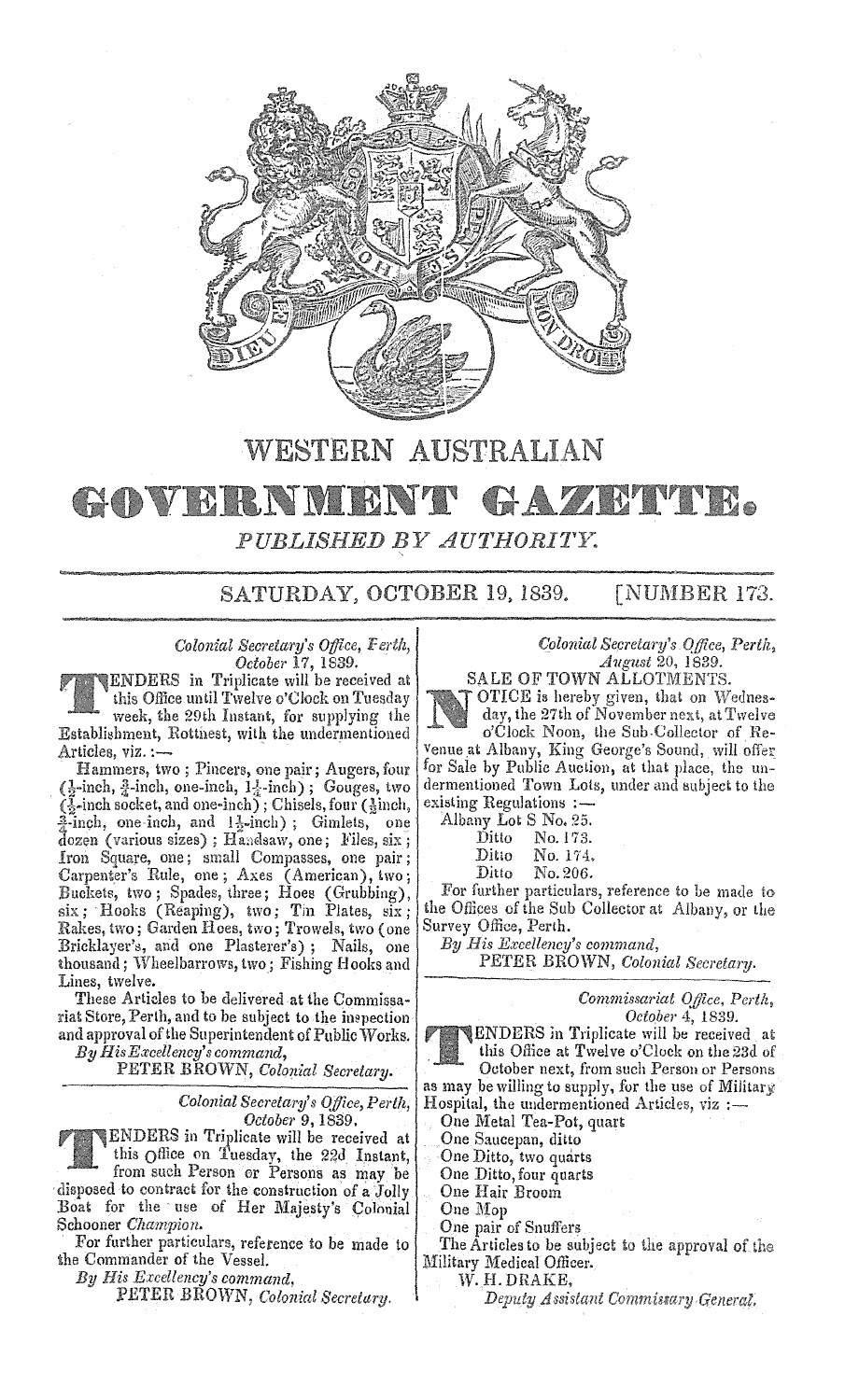# WESTERN AUSTRALIAN

# GOVERNMENT GAZETTE.

*PUBLISHED BY AUTHORITY.*

SATURDAY, OCTOBER 19, 1839. [NUMBER 173.

*Colonial Secretary's Office, Perth,*
*October 17, 1839.*

TENDERS in Triplicate will be received at this Office until Twelve o'Clock on Tuesday week, the 29th Instant, for supplying the Establishment, Rottnest, with the undermentioned Articles, viz. :—

Hammers, two; Pincers, one pair; Augers, four (½-inch, ¾-inch, one-inch, 1¼-inch); Gouges, two (½-inch socket, and one-inch); Chisels, four (½inch, ¾-inch, one inch, and 1½-inch); Gimlets, one dozen (various sizes); Handsaw, one; Files, six; Iron Square, one; small Compasses, one pair; Carpenter's Rule, one; Axes (American), two; Buckets, two; Spades, three; Hoes (Grubbing), six; Hooks (Reaping), two; Tin Plates, six; Rakes, two; Garden Hoes, two; Trowels, two (one Bricklayer's, and one Plasterer's); Nails, one thousand; Wheelbarrows, two; Fishing Hooks and Lines, twelve.

These Articles to be delivered at the Commissariat Store, Perth, and to be subject to the inspection and approval of the Superintendent of Public Works.

*By His Excellency's command,*
PETER BROWN, *Colonial Secretary.*

---

*Colonial Secretary's Office, Perth,*
*October 9, 1839.*

TENDERS in Triplicate will be received at this Office on Tuesday, the 22d Instant, from such Person or Persons as may be disposed to contract for the construction of a Jolly Boat for the use of Her Majesty's Colonial Schooner *Champion*.

For further particulars, reference to be made to the Commander of the Vessel.

*By His Excellency's command,*
PETER BROWN, *Colonial Secretary.*

---

*Colonial Secretary's Office, Perth,*
*August 20, 1839.*

SALE OF TOWN ALLOTMENTS.

NOTICE is hereby given, that on Wednesday, the 27th of November next, at Twelve o'Clock Noon, the Sub-Collector of Revenue at Albany, King George's Sound, will offer for Sale by Public Auction, at that place, the undermentioned Town Lots, under and subject to the existing Regulations :—

Albany Lot S No. 25.
Ditto No. 173.
Ditto No. 174.
Ditto No. 206.

For further particulars, reference to be made to the Offices of the Sub Collector at Albany, or the Survey Office, Perth.

*By His Excellency's command,*
PETER BROWN, *Colonial Secretary.*

---

*Commissariat Office, Perth,*
*October 4, 1839.*

TENDERS in Triplicate will be received at this Office at Twelve o'Clock on the 23d of October next, from such Person or Persons as may be willing to supply, for the use of Military Hospital, the undermentioned Articles, viz :—

One Metal Tea-Pot, quart
One Saucepan, ditto
One Ditto, two quarts
One Ditto, four quarts
One Hair Broom
One Mop
One pair of Snuffers

The Articles to be subject to the approval of the Military Medical Officer.

W. H. DRAKE,
*Deputy Assistant Commissary General.*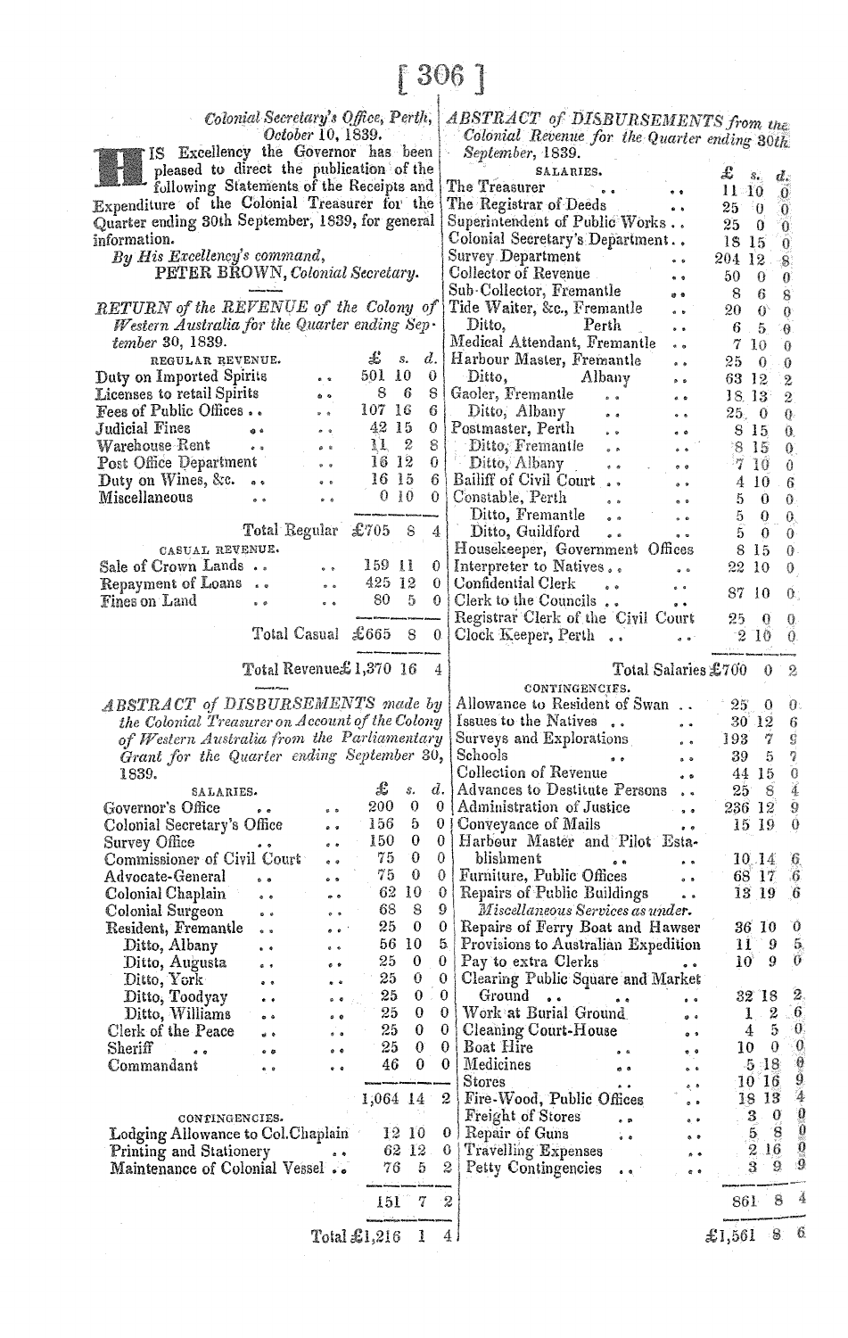Colonial Secretary's Office, Perth,
October 10, 1839.

HIS Excellency the Governor has been pleased to direct the publication of the following Statements of the Receipts and Expenditure of the Colonial Treasurer for the Quarter ending 30th September, 1839, for general information.

*By His Excellency's command,*
PETER BROWN, *Colonial Secretary.*

*RETURN of the REVENUE of the Colony of Western Australia for the Quarter ending September 30, 1839.*

| REGULAR REVENUE. | £ | s. | d. |
|---|---|---|---|
| Duty on Imported Spirits | 501 | 10 | 0 |
| Licenses to retail Spirits | 8 | 6 | 8 |
| Fees of Public Offices | 107 | 16 | 6 |
| Judicial Fines | 42 | 15 | 0 |
| Warehouse Rent | 11 | 2 | 8 |
| Post Office Department | 16 | 12 | 0 |
| Duty on Wines, &c. | 16 | 15 | 6 |
| Miscellaneous | 0 | 10 | 0 |
| Total Regular | £705 | 8 | 4 |
| CASUAL REVENUE. | | | |
| Sale of Crown Lands | 159 | 11 | 0 |
| Repayment of Loans | 425 | 12 | 0 |
| Fines on Land | 80 | 5 | 0 |
| Total Casual | £665 | 8 | 0 |
| Total Revenue | £1,370 | 16 | 4 |

*ABSTRACT of DISBURSEMENTS made by the Colonial Treasurer on Account of the Colony of Western Australia from the Parliamentary Grant for the Quarter ending September 30, 1839.*

| SALARIES. | £ | s. | d. |
|---|---|---|---|
| Governor's Office | 200 | 0 | 0 |
| Colonial Secretary's Office | 156 | 5 | 0 |
| Survey Office | 150 | 0 | 0 |
| Commissioner of Civil Court | 75 | 0 | 0 |
| Advocate-General | 75 | 0 | 0 |
| Colonial Chaplain | 62 | 10 | 0 |
| Colonial Surgeon | 68 | 8 | 9 |
| Resident, Fremantle | 25 | 0 | 0 |
| Ditto, Albany | 56 | 10 | 5 |
| Ditto, Augusta | 25 | 0 | 0 |
| Ditto, York | 25 | 0 | 0 |
| Ditto, Toodyay | 25 | 0 | 0 |
| Ditto, Williams | 25 | 0 | 0 |
| Clerk of the Peace | 25 | 0 | 0 |
| Sheriff | 25 | 0 | 0 |
| Commandant | 46 | 0 | 0 |
| | 1,064 | 14 | 2 |
| CONTINGENCIES. | | | |
| Lodging Allowance to Col. Chaplain | 12 | 10 | 0 |
| Printing and Stationery | 62 | 12 | 0 |
| Maintenance of Colonial Vessel | 76 | 5 | 2 |
| | 151 | 7 | 2 |
| Total | £1,216 | 1 | 4 |

*ABSTRACT of DISBURSEMENTS from the Colonial Revenue for the Quarter ending 30th September, 1839.*

| SALARIES. | £ | s. | d. |
|---|---|---|---|
| The Treasurer | 11 | 10 | 0 |
| The Registrar of Deeds | 25 | 0 | 0 |
| Superintendent of Public Works | 25 | 0 | 0 |
| Colonial Secretary's Department | 18 | 15 | 0 |
| Survey Department | 204 | 12 | 8 |
| Collector of Revenue | 50 | 0 | 0 |
| Sub-Collector, Fremantle | 8 | 6 | 8 |
| Tide Waiter, &c., Fremantle | 20 | 0 | 0 |
| Ditto, Perth | 6 | 5 | 0 |
| Medical Attendant, Fremantle | 7 | 10 | 0 |
| Harbour Master, Fremantle | 25 | 0 | 0 |
| Ditto, Albany | 63 | 12 | 2 |
| Gaoler, Fremantle | 18 | 13 | 2 |
| Ditto, Albany | 25 | 0 | 0 |
| Postmaster, Perth | 8 | 15 | 0 |
| Ditto, Fremantle | 8 | 15 | 0 |
| Ditto, Albany | 7 | 10 | 0 |
| Bailiff of Civil Court | 4 | 10 | 6 |
| Constable, Perth | 5 | 0 | 0 |
| Ditto, Fremantle | 5 | 0 | 0 |
| Ditto, Guildford | 5 | 0 | 0 |
| Housekeeper, Government Offices | 8 | 15 | 0 |
| Interpreter to Natives | 22 | 10 | 0 |
| Confidential Clerk | | | |
| Clerk to the Councils | 87 | 10 | 0 |
| Registrar Clerk of the Civil Court | 25 | 0 | 0 |
| Clock Keeper, Perth | 2 | 10 | 0 |
| Total Salaries | £700 | 0 | 2 |
| CONTINGENCIES. | | | |
| Allowance to Resident of Swan | 25 | 0 | 0 |
| Issues to the Natives | 30 | 12 | 6 |
| Surveys and Explorations | 193 | 7 | 9 |
| Schools | 39 | 5 | 7 |
| Collection of Revenue | 44 | 15 | 0 |
| Advances to Destitute Persons | 25 | 8 | 4 |
| Administration of Justice | 236 | 12 | 9 |
| Conveyance of Mails | 15 | 19 | 0 |
| Harbour Master and Pilot Establishment | 10 | 14 | 6 |
| Furniture, Public Offices | 68 | 17 | 6 |
| Repairs of Public Buildings | 13 | 19 | 6 |
| *Miscellaneous Services as under.* | | | |
| Repairs of Ferry Boat and Hawser | 36 | 10 | 0 |
| Provisions to Australian Expedition | 11 | 9 | 5 |
| Pay to extra Clerks | 10 | 9 | 0 |
| Clearing Public Square and Market Ground | 32 | 18 | 2 |
| Work at Burial Ground | 1 | 2 | 6 |
| Cleaning Court-House | 4 | 5 | 0 |
| Boat Hire | 10 | 0 | 0 |
| Medicines | 5 | 18 | 0 |
| Stores | 10 | 16 | 9 |
| Fire-Wood, Public Offices | 18 | 13 | 4 |
| Freight of Stores | 3 | 0 | 0 |
| Repair of Guns | 5 | 8 | 0 |
| Travelling Expenses | 2 | 16 | 0 |
| Petty Contingencies | 3 | 9 | 9 |
| | 861 | 8 | 4 |
| | £1,561 | 8 | 6 |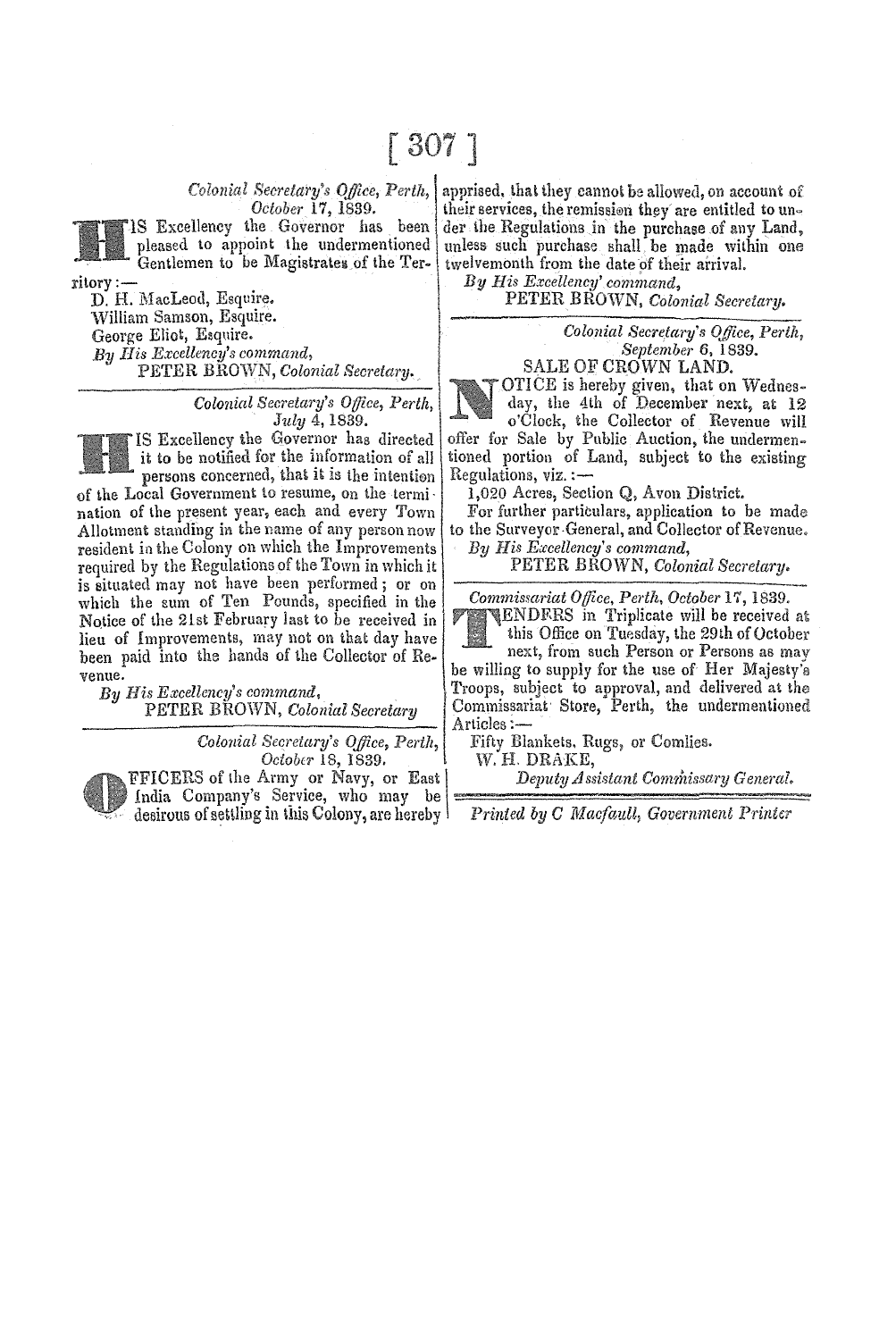Colonial Secretary's Office, Perth,
October 17, 1839.

HIS Excellency the Governor has been pleased to appoint the undermentioned Gentlemen to be Magistrates of the Territory:—

D. H. MacLeod, Esquire.
William Samson, Esquire.
George Eliot, Esquire.

*By His Excellency's command,*
PETER BROWN, *Colonial Secretary.*

---

*Colonial Secretary's Office, Perth,*
*July* 4, 1839.

HIS Excellency the Governor has directed it to be notified for the information of all persons concerned, that it is the intention of the Local Government to resume, on the termination of the present year, each and every Town Allotment standing in the name of any person now resident in the Colony on which the Improvements required by the Regulations of the Town in which it is situated may not have been performed; or on which the sum of Ten Pounds, specified in the Notice of the 21st February last to be received in lieu of Improvements, may not on that day have been paid into the hands of the Collector of Revenue.

*By His Excellency's command,*
PETER BROWN, *Colonial Secretary*

---

*Colonial Secretary's Office, Perth,*
*October* 18, 1839.

OFFICERS of the Army or Navy, or East India Company's Service, who may be desirous of settling in this Colony, are hereby apprised, that they cannot be allowed, on account of their services, the remission they are entitled to under the Regulations in the purchase of any Land, unless such purchase shall be made within one twelvemonth from the date of their arrival.

*By His Excellency' command,*
PETER BROWN, *Colonial Secretary.*

---

*Colonial Secretary's Office, Perth,*
*September* 6, 1839.

SALE OF CROWN LAND.

NOTICE is hereby given, that on Wednesday, the 4th of December next, at 12 o'Clock, the Collector of Revenue will offer for Sale by Public Auction, the undermentioned portion of Land, subject to the existing Regulations, viz.:—

1,020 Acres, Section Q, Avon District.

For further particulars, application to be made to the Surveyor-General, and Collector of Revenue.

*By His Excellency's command,*
PETER BROWN, *Colonial Secretary.*

---

*Commissariat Office, Perth, October* 17, 1839.

TENDERS in Triplicate will be received at this Office on Tuesday, the 29th of October next, from such Person or Persons as may be willing to supply for the use of Her Majesty's Troops, subject to approval, and delivered at the Commissariat Store, Perth, the undermentioned Articles:—

Fifty Blankets, Rugs, or Comlies.

W. H. DRAKE,
*Deputy Assistant Commissary General.*

---

*Printed by C Macfaull, Government Printer*